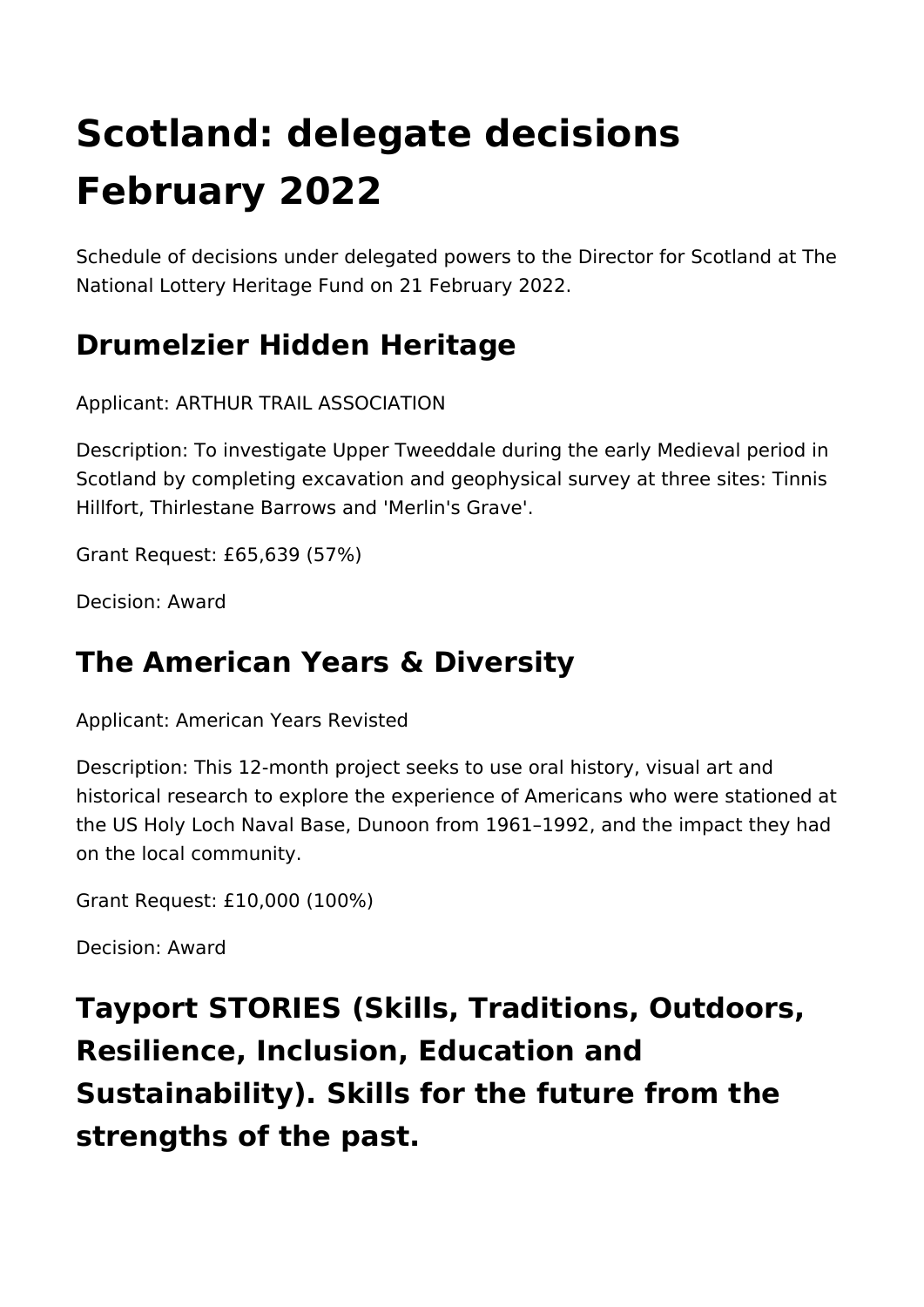# Scotland: delegate decisions February 2022

Schedule of decisions under delegated powers to the Director for Scotland at The National Lottery Heritage Fund on 21 February 2022.

## Drumelzier Hidden Heritage

Applicant: ARTHUR TRAIL ASSOCIATION

Description: To investigate Upper Tweeddale during the early Medieval period in Scotland by completing excavation and geophysical survey at three sites: Tinnis Hillfort, Thirlestane Barrows and 'Merlin's Grave'.

Grant Request: £65,639 (57%)

Decision: Award

## The American Years & Diversity

Applicant: American Years Revisted

Description: This 12-month project seeks to use oral history, visual art and historical research to explore the experience of Americans who were stationed at the US Holy Loch Naval Base, Dunoon from 1961–1992, and the impact they had on the local community.

Grant Request: £10,000 (100%)

Decision: Award

## Tayport STORIES (Skills, Traditions, Outdoors, Resilience, Inclusion, Education and Sustainability). Skills for the future from the strengths of the past.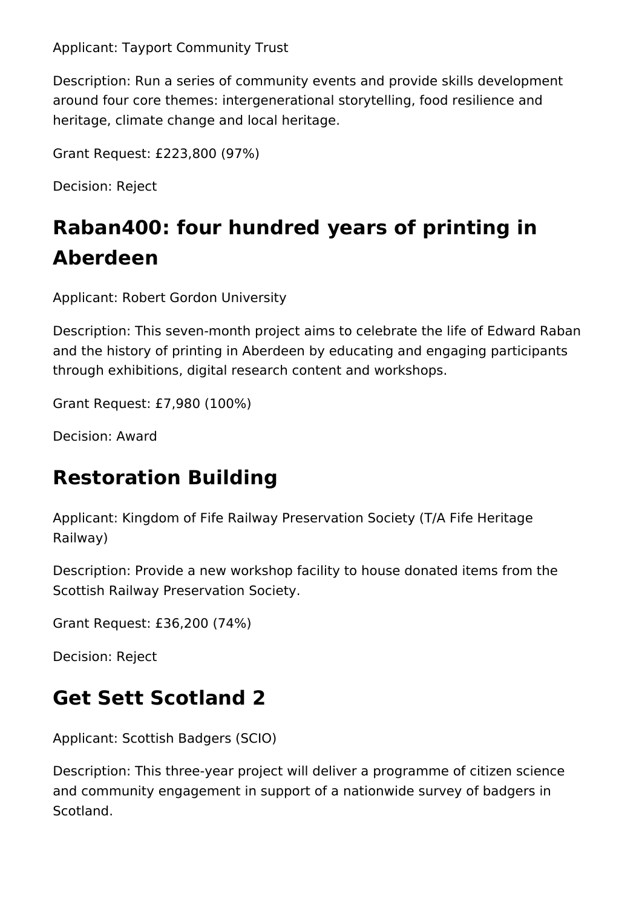Applicant: Tayport Community Trust

Description: Run a series of community events and provide skills development around four core themes: intergenerational storytelling, food resilience and heritage, climate change and local heritage.

Grant Request: £223,800 (97%)

Decision: Reject

## Raban400: four hundred years of printing in Aberdeen

Applicant: Robert Gordon University

Description: This seven-month project aims to celebrate the life of Edward Raban and the history of printing in Aberdeen by educating and engaging participants through exhibitions, digital research content and workshops.

Grant Request: £7,980 (100%)

Decision: Award

## Restoration Building

Applicant: Kingdom of Fife Railway Preservation Society (T/A Fife Heritage Railway)

Description: Provide a new workshop facility to house donated items from the Scottish Railway Preservation Society.

Grant Request: £36,200 (74%)

Decision: Reject

## Get Sett Scotland 2

Applicant: Scottish Badgers (SCIO)

Description: This three-year project will deliver a programme of citizen science and community engagement in support of a nationwide survey of badgers in Scotland.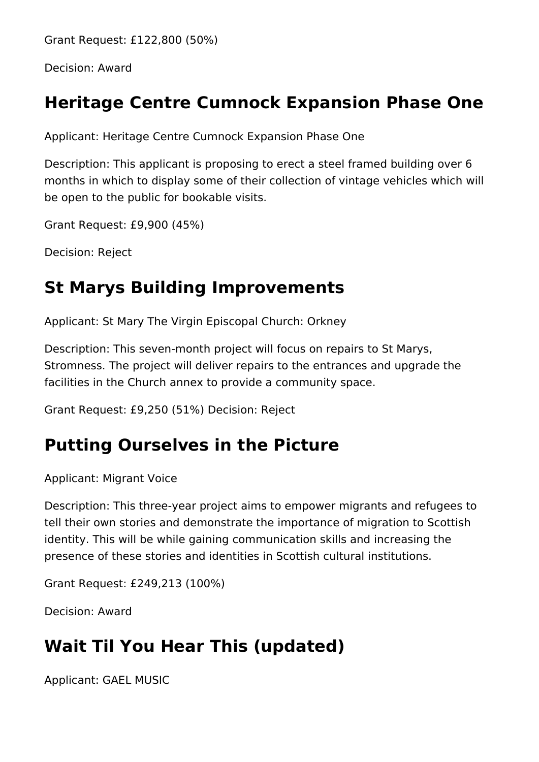Grant Request: £122,800 (50%)

Decision: Award

## Heritage Centre Cumnock Expansion Phase One

Applicant: Heritage Centre Cumnock Expansion Phase One

Description: This applicant is proposing to erect a steel framed building over 6 months in which to display some of their collection of vintage vehicles which will be open to the public for bookable visits.

Grant Request: £9,900 (45%)

Decision: Reject

## St Marys Building Improvements

Applicant: St Mary The Virgin Episcopal Church: Orkney

Description: This seven-month project will focus on repairs to St Marys, Stromness. The project will deliver repairs to the entrances and upgrade the facilities in the Church annex to provide a community space.

Grant Request: £9,250 (51%) Decision: Reject

## Putting Ourselves in the Picture

Applicant: Migrant Voice

Description: This three-year project aims to empower migrants and refugees to tell their own stories and demonstrate the importance of migration to Scottish identity. This will be while gaining communication skills and increasing the presence of these stories and identities in Scottish cultural institutions.

Grant Request: £249,213 (100%)

Decision: Award

## Wait Til You Hear This (updated)

Applicant: GAEL MUSIC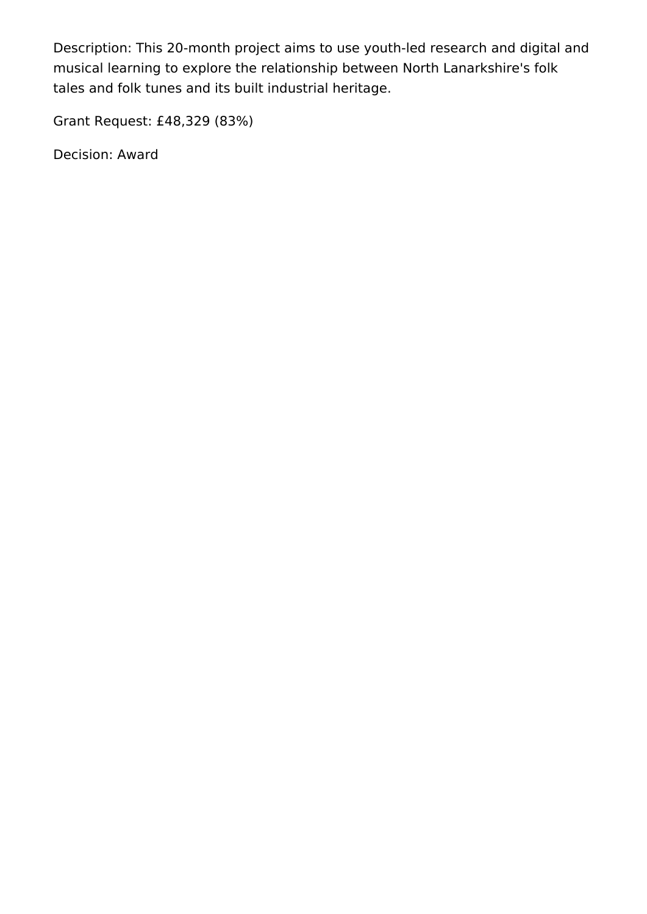Description: This 20-month project aims to use youth-led research and digital and musical learning to explore the relationship between North Lanarkshire's folk tales and folk tunes and its built industrial heritage.

Grant Request: £48,329 (83%)

Decision: Award